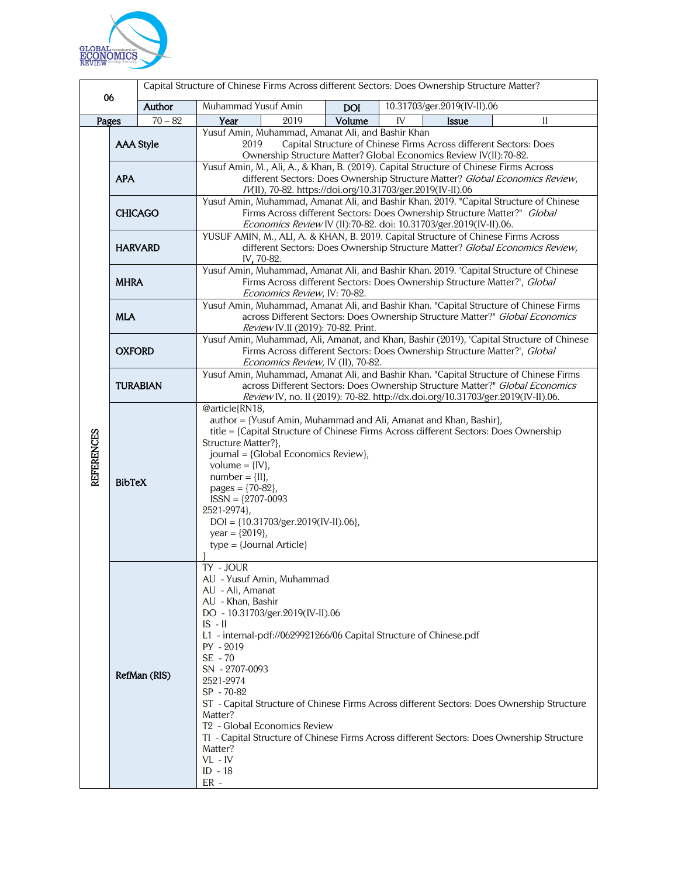| 06 | Capital Structure of Chinese Firms Across different Sectors: Does Ownership Structure Matter? | | | | | | |
|---|---|---|---|---|---|---|---|
| | **Author** | Muhammad Yusuf Amin | | **DOI** | 10.31703/ger.2019(IV-II).06 | | |
| **Pages** | 70 – 82 | **Year** | 2019 | **Volume** | IV | **Issue** | II |

**REFERENCES**

| | |
|---|---|
| **AAA Style** | Yusuf Amin, Muhammad, Amanat Ali, and Bashir Khan 2019 Capital Structure of Chinese Firms Across different Sectors: Does Ownership Structure Matter? Global Economics Review IV(II):70-82. |
| **APA** | Yusuf Amin, M., Ali, A., & Khan, B. (2019). Capital Structure of Chinese Firms Across different Sectors: Does Ownership Structure Matter? *Global Economics Review*, *IV*(II), 70-82. https://doi.org/10.31703/ger.2019(IV-II).06 |
| **CHICAGO** | Yusuf Amin, Muhammad, Amanat Ali, and Bashir Khan. 2019. "Capital Structure of Chinese Firms Across different Sectors: Does Ownership Structure Matter?" *Global Economics Review* IV (II):70-82. doi: 10.31703/ger.2019(IV-II).06. |
| **HARVARD** | YUSUF AMIN, M., ALI, A. & KHAN, B. 2019. Capital Structure of Chinese Firms Across different Sectors: Does Ownership Structure Matter? *Global Economics Review,* IV, 70-82. |
| **MHRA** | Yusuf Amin, Muhammad, Amanat Ali, and Bashir Khan. 2019. 'Capital Structure of Chinese Firms Across different Sectors: Does Ownership Structure Matter?', *Global Economics Review*, IV: 70-82. |
| **MLA** | Yusuf Amin, Muhammad, Amanat Ali, and Bashir Khan. "Capital Structure of Chinese Firms across Different Sectors: Does Ownership Structure Matter?" *Global Economics Review* IV.II (2019): 70-82. Print. |
| **OXFORD** | Yusuf Amin, Muhammad, Ali, Amanat, and Khan, Bashir (2019), 'Capital Structure of Chinese Firms Across different Sectors: Does Ownership Structure Matter?', *Global Economics Review*, IV (II), 70-82. |
| **TURABIAN** | Yusuf Amin, Muhammad, Amanat Ali, and Bashir Khan. "Capital Structure of Chinese Firms across Different Sectors: Does Ownership Structure Matter?" *Global Economics Review* IV, no. II (2019): 70-82. http://dx.doi.org/10.31703/ger.2019(IV-II).06. |
| **BibTeX** | @article{RN18, author = {Yusuf Amin, Muhammad and Ali, Amanat and Khan, Bashir}, title = {Capital Structure of Chinese Firms Across different Sectors: Does Ownership Structure Matter?}, journal = {Global Economics Review}, volume = {IV}, number = {II}, pages = {70-82}, ISSN = {2707-0093 2521-2974}, DOI = {10.31703/ger.2019(IV-II).06}, year = {2019}, type = {Journal Article} } |
| **RefMan (RIS)** | TY - JOUR<br>AU - Yusuf Amin, Muhammad<br>AU - Ali, Amanat<br>AU - Khan, Bashir<br>DO - 10.31703/ger.2019(IV-II).06<br>IS - II<br>L1 - internal-pdf://0629921266/06 Capital Structure of Chinese.pdf<br>PY - 2019<br>SE - 70<br>SN - 2707-0093<br>2521-2974<br>SP - 70-82<br>ST - Capital Structure of Chinese Firms Across different Sectors: Does Ownership Structure Matter?<br>T2 - Global Economics Review<br>TI - Capital Structure of Chinese Firms Across different Sectors: Does Ownership Structure Matter?<br>VL - IV<br>ID - 18<br>ER - |